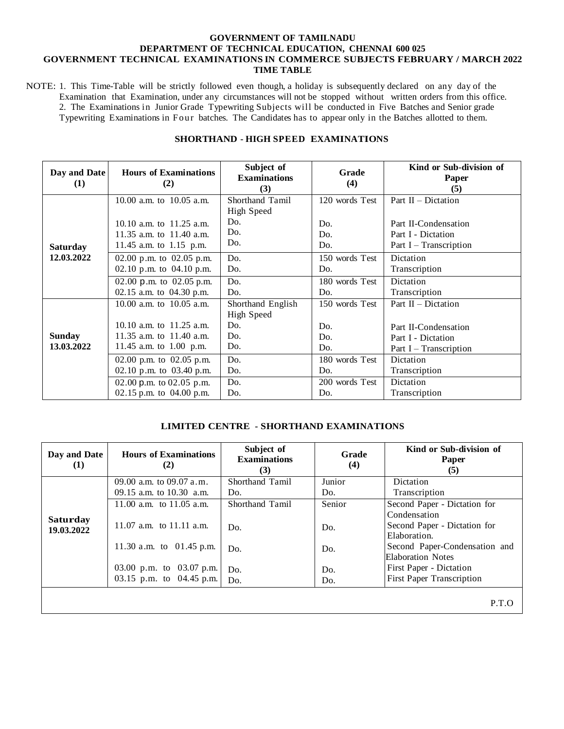**GOVERNMENT OF TAMILNADU**
**DEPARTMENT OF TECHNICAL EDUCATION, CHENNAI 600 025**
**GOVERNMENT TECHNICAL EXAMINATIONS IN COMMERCE SUBJECTS FEBRUARY / MARCH 2022**
**TIME TABLE**

NOTE: 1. This Time-Table will be strictly followed even though, a holiday is subsequently declared on any day of the Examination that Examination, under any circumstances will not be stopped without written orders from this office.
2. The Examinations in Junior Grade Typewriting Subjects will be conducted in Five Batches and Senior grade Typewriting Examinations in Four batches. The Candidates has to appear only in the Batches allotted to them.

## SHORTHAND - HIGH SPEED EXAMINATIONS

| Day and Date (1) | Hours of Examinations (2) | Subject of Examinations (3) | Grade (4) | Kind or Sub-division of Paper (5) |
|---|---|---|---|---|
| Saturday 12.03.2022 | 10.00 a.m. to 10.05 a.m. | Shorthand Tamil High Speed | 120 words Test | Part II – Dictation |
| | 10.10 a.m. to 11.25 a.m. | Do. | Do. | Part II-Condensation |
| | 11.35 a.m. to 11.40 a.m. | Do. | Do. | Part I - Dictation |
| | 11.45 a.m. to 1.15 p.m. | Do. | Do. | Part I – Transcription |
| | 02.00 p.m. to 02.05 p.m. | Do. | 150 words Test | Dictation |
| | 02.10 p.m. to 04.10 p.m. | Do. | Do. | Transcription |
| | 02.00 p.m. to 02.05 p.m. | Do. | 180 words Test | Dictation |
| | 02.15 a.m. to 04.30 p.m. | Do. | Do. | Transcription |
| Sunday 13.03.2022 | 10.00 a.m. to 10.05 a.m. | Shorthand English High Speed | 150 words Test | Part II – Dictation |
| | 10.10 a.m. to 11.25 a.m. | Do. | Do. | Part II-Condensation |
| | 11.35 a.m. to 11.40 a.m. | Do. | Do. | Part I - Dictation |
| | 11.45 a.m. to 1.00 p.m. | Do. | Do. | Part I – Transcription |
| | 02.00 p.m. to 02.05 p.m. | Do. | 180 words Test | Dictation |
| | 02.10 p.m. to 03.40 p.m. | Do. | Do. | Transcription |
| | 02.00 p.m. to 02.05 p.m. | Do. | 200 words Test | Dictation |
| | 02.15 p.m. to 04.00 p.m. | Do. | Do. | Transcription |

## LIMITED CENTRE - SHORTHAND EXAMINATIONS

| Day and Date (1) | Hours of Examinations (2) | Subject of Examinations (3) | Grade (4) | Kind or Sub-division of Paper (5) |
|---|---|---|---|---|
| Saturday 19.03.2022 | 09.00 a.m. to 09.07 a.m. | Shorthand Tamil | Junior | Dictation |
| | 09.15 a.m. to 10.30 a.m. | Do. | Do. | Transcription |
| | 11.00 a.m. to 11.05 a.m. | Shorthand Tamil | Senior | Second Paper - Dictation for Condensation |
| | 11.07 a.m. to 11.11 a.m. | Do. | Do. | Second Paper - Dictation for Elaboration. |
| | 11.30 a.m. to 01.45 p.m. | Do. | Do. | Second Paper-Condensation and Elaboration Notes |
| | 03.00 p.m. to 03.07 p.m. | Do. | Do. | First Paper - Dictation |
| | 03.15 p.m. to 04.45 p.m. | Do. | Do. | First Paper Transcription |

P.T.O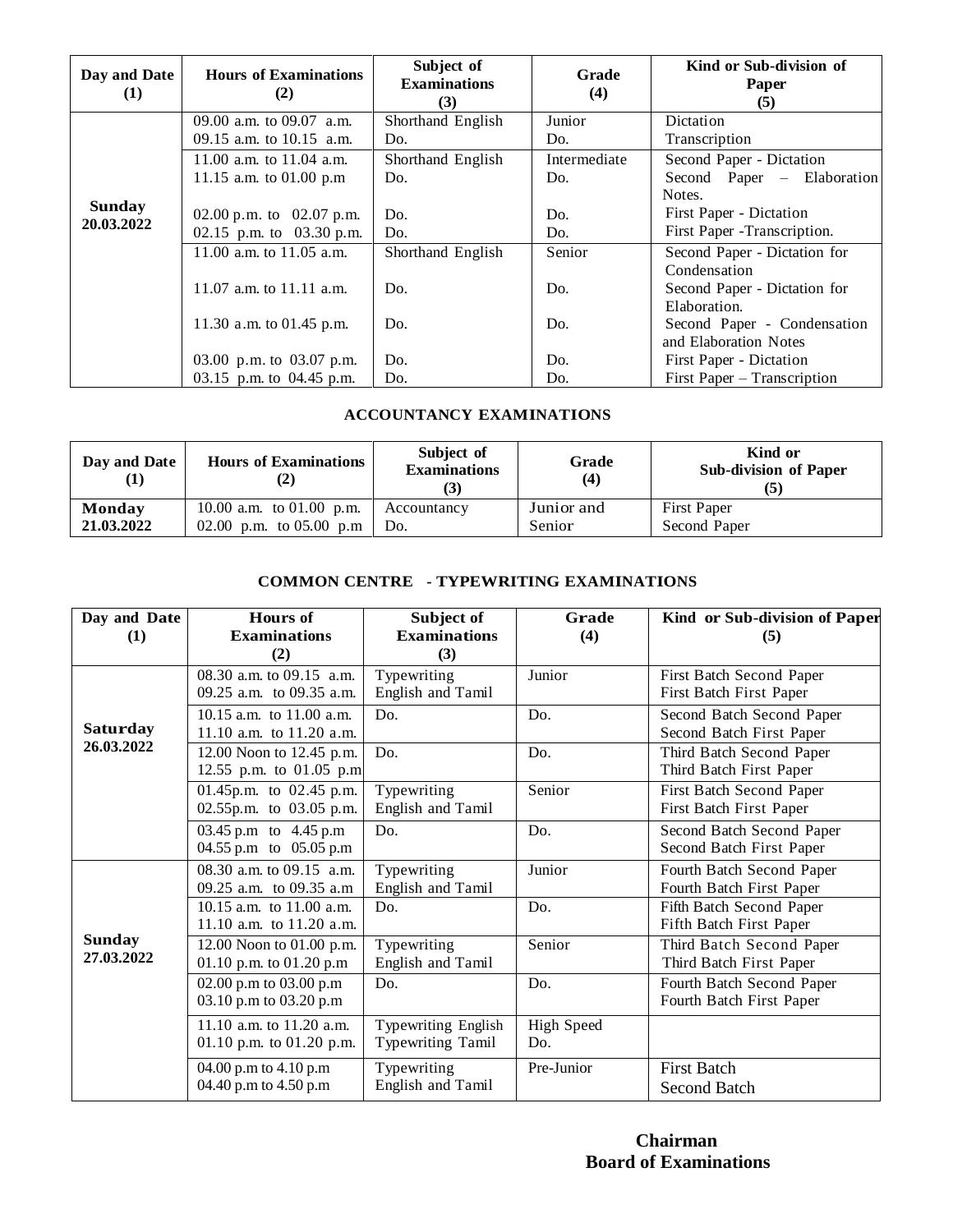| Day and Date (1) | Hours of Examinations (2) | Subject of Examinations (3) | Grade (4) | Kind or Sub-division of Paper (5) |
|---|---|---|---|---|
| **Sunday 20.03.2022** | 09.00 a.m. to 09.07 a.m. | Shorthand English | Junior | Dictation |
| | 09.15 a.m. to 10.15 a.m. | Do. | Do. | Transcription |
| | 11.00 a.m. to 11.04 a.m. | Shorthand English | Intermediate | Second Paper - Dictation |
| | 11.15 a.m. to 01.00 p.m | Do. | Do. | Second Paper – Elaboration Notes. |
| | 02.00 p.m. to 02.07 p.m. | Do. | Do. | First Paper - Dictation |
| | 02.15 p.m. to 03.30 p.m. | Do. | Do. | First Paper -Transcription. |
| | 11.00 a.m. to 11.05 a.m. | Shorthand English | Senior | Second Paper - Dictation for Condensation |
| | 11.07 a.m. to 11.11 a.m. | Do. | Do. | Second Paper - Dictation for Elaboration. |
| | 11.30 a.m. to 01.45 p.m. | Do. | Do. | Second Paper - Condensation and Elaboration Notes |
| | 03.00 p.m. to 03.07 p.m. | Do. | Do. | First Paper - Dictation |
| | 03.15 p.m. to 04.45 p.m. | Do. | Do. | First Paper – Transcription |

## ACCOUNTANCY EXAMINATIONS

| Day and Date (1) | Hours of Examinations (2) | Subject of Examinations (3) | Grade (4) | Kind or Sub-division of Paper (5) |
|---|---|---|---|---|
| **Monday 21.03.2022** | 10.00 a.m. to 01.00 p.m.<br>02.00 p.m. to 05.00 p.m | Accountancy<br>Do. | Junior and Senior | First Paper<br>Second Paper |

## COMMON CENTRE - TYPEWRITING EXAMINATIONS

| Day and Date (1) | Hours of Examinations (2) | Subject of Examinations (3) | Grade (4) | Kind or Sub-division of Paper (5) |
|---|---|---|---|---|
| **Saturday 26.03.2022** | 08.30 a.m. to 09.15 a.m.<br>09.25 a.m. to 09.35 a.m. | Typewriting English and Tamil | Junior | First Batch Second Paper<br>First Batch First Paper |
| | 10.15 a.m. to 11.00 a.m.<br>11.10 a.m. to 11.20 a.m. | Do. | Do. | Second Batch Second Paper<br>Second Batch First Paper |
| | 12.00 Noon to 12.45 p.m.<br>12.55 p.m. to 01.05 p.m | Do. | Do. | Third Batch Second Paper<br>Third Batch First Paper |
| | 01.45p.m. to 02.45 p.m.<br>02.55p.m. to 03.05 p.m. | Typewriting English and Tamil | Senior | First Batch Second Paper<br>First Batch First Paper |
| | 03.45 p.m to 4.45 p.m<br>04.55 p.m to 05.05 p.m | Do. | Do. | Second Batch Second Paper<br>Second Batch First Paper |
| **Sunday 27.03.2022** | 08.30 a.m. to 09.15 a.m.<br>09.25 a.m. to 09.35 a.m | Typewriting English and Tamil | Junior | Fourth Batch Second Paper<br>Fourth Batch First Paper |
| | 10.15 a.m. to 11.00 a.m.<br>11.10 a.m. to 11.20 a.m. | Do. | Do. | Fifth Batch Second Paper<br>Fifth Batch First Paper |
| | 12.00 Noon to 01.00 p.m.<br>01.10 p.m. to 01.20 p.m | Typewriting English and Tamil | Senior | Third Batch Second Paper<br>Third Batch First Paper |
| | 02.00 p.m to 03.00 p.m<br>03.10 p.m to 03.20 p.m | Do. | Do. | Fourth Batch Second Paper<br>Fourth Batch First Paper |
| | 11.10 a.m. to 11.20 a.m.<br>01.10 p.m. to 01.20 p.m. | Typewriting English<br>Typewriting Tamil | High Speed<br>Do. | |
| | 04.00 p.m to 4.10 p.m<br>04.40 p.m to 4.50 p.m | Typewriting English and Tamil | Pre-Junior | First Batch<br>Second Batch |

**Chairman**
**Board of Examinations**